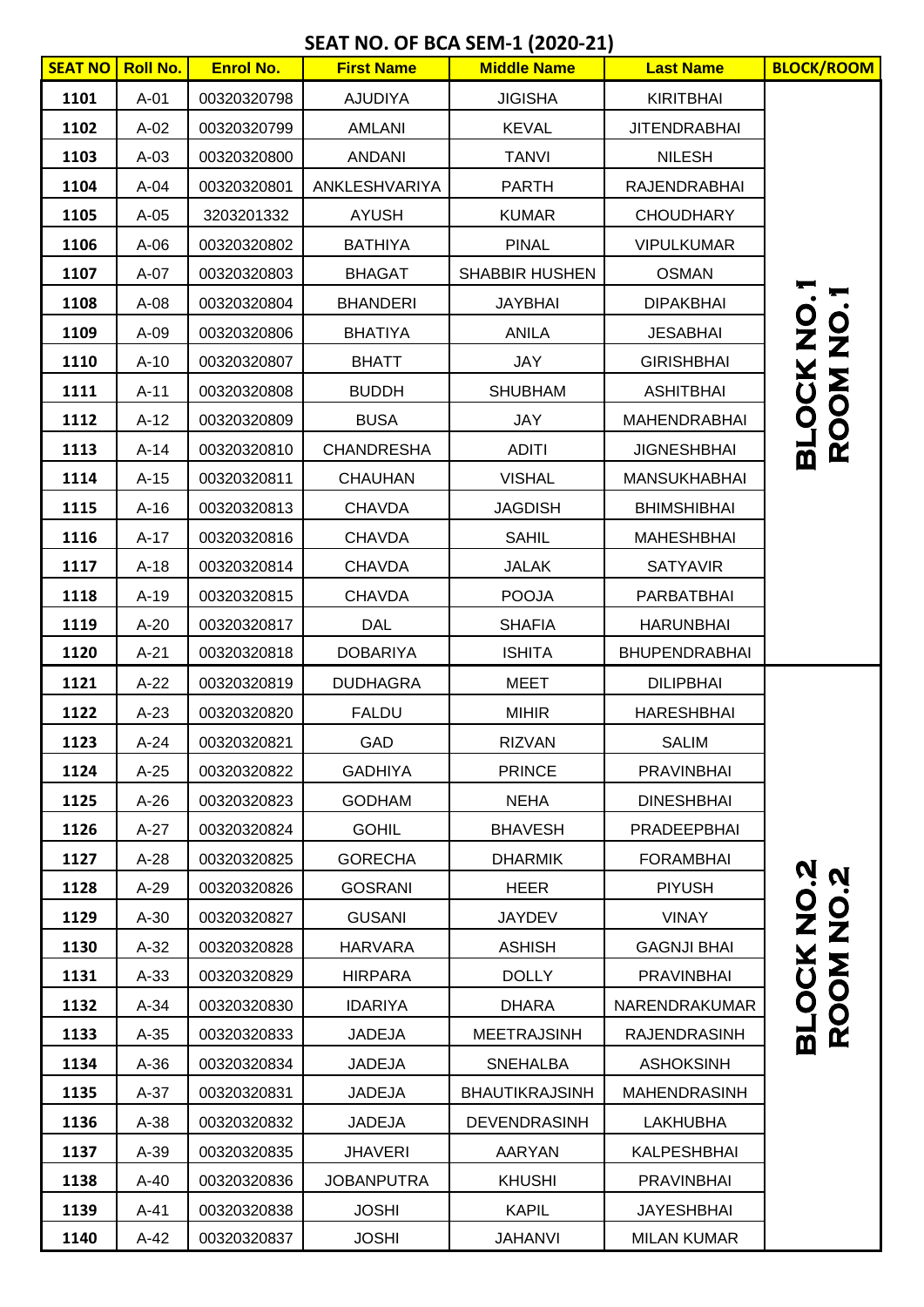## SEAT NO. OF BCA SEM-1 (2020-21)

| SEAT NO | Roll No. | Enrol No. | First Name | Middle Name | Last Name | BLOCK/ROOM |
|---|---|---|---|---|---|---|
| 1101 | A-01 | 00320320798 | AJUDIYA | JIGISHA | KIRITBHAI | BLOCK NO.1 ROOM NO.1 |
| 1102 | A-02 | 00320320799 | AMLANI | KEVAL | JITENDRABHAI | |
| 1103 | A-03 | 00320320800 | ANDANI | TANVI | NILESH | |
| 1104 | A-04 | 00320320801 | ANKLESHVARIYA | PARTH | RAJENDRABHAI | |
| 1105 | A-05 | 3203201332 | AYUSH | KUMAR | CHOUDHARY | |
| 1106 | A-06 | 00320320802 | BATHIYA | PINAL | VIPULKUMAR | |
| 1107 | A-07 | 00320320803 | BHAGAT | SHABBIR HUSHEN | OSMAN | |
| 1108 | A-08 | 00320320804 | BHANDERI | JAYBHAI | DIPAKBHAI | |
| 1109 | A-09 | 00320320806 | BHATIYA | ANILA | JESABHAI | |
| 1110 | A-10 | 00320320807 | BHATT | JAY | GIRISHBHAI | |
| 1111 | A-11 | 00320320808 | BUDDH | SHUBHAM | ASHITBHAI | |
| 1112 | A-12 | 00320320809 | BUSA | JAY | MAHENDRABHAI | |
| 1113 | A-14 | 00320320810 | CHANDRESHA | ADITI | JIGNESHBHAI | |
| 1114 | A-15 | 00320320811 | CHAUHAN | VISHAL | MANSUKHABHAI | |
| 1115 | A-16 | 00320320813 | CHAVDA | JAGDISH | BHIMSHIBHAI | |
| 1116 | A-17 | 00320320816 | CHAVDA | SAHIL | MAHESHBHAI | |
| 1117 | A-18 | 00320320814 | CHAVDA | JALAK | SATYAVIR | |
| 1118 | A-19 | 00320320815 | CHAVDA | POOJA | PARBATBHAI | |
| 1119 | A-20 | 00320320817 | DAL | SHAFIA | HARUNBHAI | |
| 1120 | A-21 | 00320320818 | DOBARIYA | ISHITA | BHUPENDRABHAI | |
| 1121 | A-22 | 00320320819 | DUDHAGRA | MEET | DILIPBHAI | BLOCK NO.2 ROOM NO.2 |
| 1122 | A-23 | 00320320820 | FALDU | MIHIR | HARESHBHAI | |
| 1123 | A-24 | 00320320821 | GAD | RIZVAN | SALIM | |
| 1124 | A-25 | 00320320822 | GADHIYA | PRINCE | PRAVINBHAI | |
| 1125 | A-26 | 00320320823 | GODHAM | NEHA | DINESHBHAI | |
| 1126 | A-27 | 00320320824 | GOHIL | BHAVESH | PRADEEPBHAI | |
| 1127 | A-28 | 00320320825 | GORECHA | DHARMIK | FORAMBHAI | |
| 1128 | A-29 | 00320320826 | GOSRANI | HEER | PIYUSH | |
| 1129 | A-30 | 00320320827 | GUSANI | JAYDEV | VINAY | |
| 1130 | A-32 | 00320320828 | HARVARA | ASHISH | GAGNJI BHAI | |
| 1131 | A-33 | 00320320829 | HIRPARA | DOLLY | PRAVINBHAI | |
| 1132 | A-34 | 00320320830 | IDARIYA | DHARA | NARENDRAKUMAR | |
| 1133 | A-35 | 00320320833 | JADEJA | MEETRAJSINH | RAJENDRASINH | |
| 1134 | A-36 | 00320320834 | JADEJA | SNEHALBA | ASHOKSINH | |
| 1135 | A-37 | 00320320831 | JADEJA | BHAUTIKRAJSINH | MAHENDRASINH | |
| 1136 | A-38 | 00320320832 | JADEJA | DEVENDRASINH | LAKHUBHA | |
| 1137 | A-39 | 00320320835 | JHAVERI | AARYAN | KALPESHBHAI | |
| 1138 | A-40 | 00320320836 | JOBANPUTRA | KHUSHI | PRAVINBHAI | |
| 1139 | A-41 | 00320320838 | JOSHI | KAPIL | JAYESHBHAI | |
| 1140 | A-42 | 00320320837 | JOSHI | JAHANVI | MILAN KUMAR | |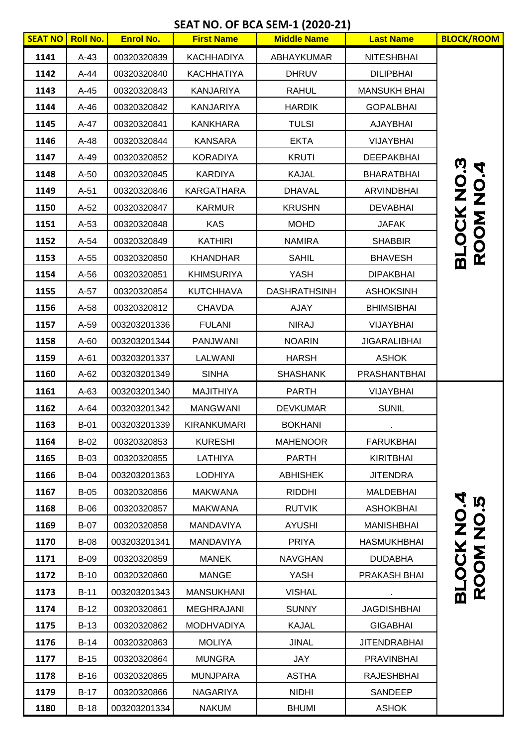# SEAT NO. OF BCA SEM-1 (2020-21)

| SEAT NO | Roll No. | Enrol No. | First Name | Middle Name | Last Name | BLOCK/ROOM |
|---|---|---|---|---|---|---|
| 1141 | A-43 | 00320320839 | KACHHADIYA | ABHAYKUMAR | NITESHBHAI | BLOCK NO.3 ROOM NO.4 |
| 1142 | A-44 | 00320320840 | KACHHATIYA | DHRUV | DILIPBHAI | |
| 1143 | A-45 | 00320320843 | KANJARIYA | RAHUL | MANSUKH BHAI | |
| 1144 | A-46 | 00320320842 | KANJARIYA | HARDIK | GOPALBHAI | |
| 1145 | A-47 | 00320320841 | KANKHARA | TULSI | AJAYBHAI | |
| 1146 | A-48 | 00320320844 | KANSARA | EKTA | VIJAYBHAI | |
| 1147 | A-49 | 00320320852 | KORADIYA | KRUTI | DEEPAKBHAI | |
| 1148 | A-50 | 00320320845 | KARDIYA | KAJAL | BHARATBHAI | |
| 1149 | A-51 | 00320320846 | KARGATHARA | DHAVAL | ARVINDBHAI | |
| 1150 | A-52 | 00320320847 | KARMUR | KRUSHN | DEVABHAI | |
| 1151 | A-53 | 00320320848 | KAS | MOHD | JAFAK | |
| 1152 | A-54 | 00320320849 | KATHIRI | NAMIRA | SHABBIR | |
| 1153 | A-55 | 00320320850 | KHANDHAR | SAHIL | BHAVESH | |
| 1154 | A-56 | 00320320851 | KHIMSURIYA | YASH | DIPAKBHAI | |
| 1155 | A-57 | 00320320854 | KUTCHHAVA | DASHRATHSINH | ASHOKSINH | |
| 1156 | A-58 | 00320320812 | CHAVDA | AJAY | BHIMSIBHAI | |
| 1157 | A-59 | 003203201336 | FULANI | NIRAJ | VIJAYBHAI | |
| 1158 | A-60 | 003203201344 | PANJWANI | NOARIN | JIGARALIBHAI | |
| 1159 | A-61 | 003203201337 | LALWANI | HARSH | ASHOK | |
| 1160 | A-62 | 003203201349 | SINHA | SHASHANK | PRASHANTBHAI | |
| 1161 | A-63 | 003203201340 | MAJITHIYA | PARTH | VIJAYBHAI | BLOCK NO.4 ROOM NO.5 |
| 1162 | A-64 | 003203201342 | MANGWANI | DEVKUMAR | SUNIL | |
| 1163 | B-01 | 003203201339 | KIRANKUMARI | BOKHANI | . | |
| 1164 | B-02 | 00320320853 | KURESHI | MAHENOOR | FARUKBHAI | |
| 1165 | B-03 | 00320320855 | LATHIYA | PARTH | KIRITBHAI | |
| 1166 | B-04 | 003203201363 | LODHIYA | ABHISHEK | JITENDRA | |
| 1167 | B-05 | 00320320856 | MAKWANA | RIDDHI | MALDEBHAI | |
| 1168 | B-06 | 00320320857 | MAKWANA | RUTVIK | ASHOKBHAI | |
| 1169 | B-07 | 00320320858 | MANDAVIYA | AYUSHI | MANISHBHAI | |
| 1170 | B-08 | 003203201341 | MANDAVIYA | PRIYA | HASMUKHBHAI | |
| 1171 | B-09 | 00320320859 | MANEK | NAVGHAN | DUDABHA | |
| 1172 | B-10 | 00320320860 | MANGE | YASH | PRAKASH BHAI | |
| 1173 | B-11 | 003203201343 | MANSUKHANI | VISHAL | . | |
| 1174 | B-12 | 00320320861 | MEGHRAJANI | SUNNY | JAGDISHBHAI | |
| 1175 | B-13 | 00320320862 | MODHVADIYA | KAJAL | GIGABHAI | |
| 1176 | B-14 | 00320320863 | MOLIYA | JINAL | JITENDRABHAI | |
| 1177 | B-15 | 00320320864 | MUNGRA | JAY | PRAVINBHAI | |
| 1178 | B-16 | 00320320865 | MUNJPARA | ASTHA | RAJESHBHAI | |
| 1179 | B-17 | 00320320866 | NAGARIYA | NIDHI | SANDEEP | |
| 1180 | B-18 | 003203201334 | NAKUM | BHUMI | ASHOK | |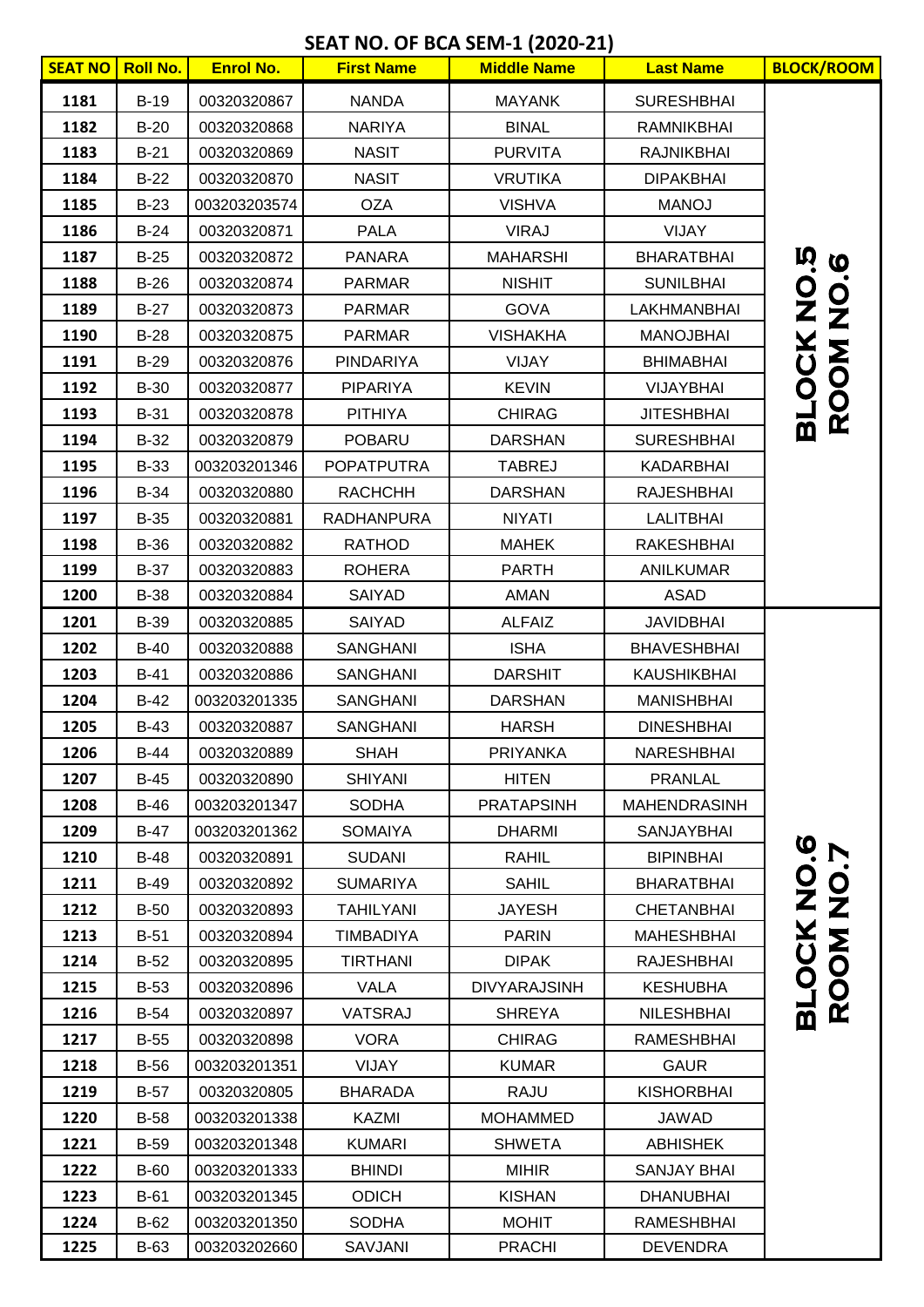# SEAT NO. OF BCA SEM-1 (2020-21)

| SEAT NO | Roll No. | Enrol No. | First Name | Middle Name | Last Name | BLOCK/ROOM |
|---|---|---|---|---|---|---|
| 1181 | B-19 | 00320320867 | NANDA | MAYANK | SURESHBHAI | BLOCK NO.5 ROOM NO.6 |
| 1182 | B-20 | 00320320868 | NARIYA | BINAL | RAMNIKBHAI | |
| 1183 | B-21 | 00320320869 | NASIT | PURVITA | RAJNIKBHAI | |
| 1184 | B-22 | 00320320870 | NASIT | VRUTIKA | DIPAKBHAI | |
| 1185 | B-23 | 003203203574 | OZA | VISHVA | MANOJ | |
| 1186 | B-24 | 00320320871 | PALA | VIRAJ | VIJAY | |
| 1187 | B-25 | 00320320872 | PANARA | MAHARSHI | BHARATBHAI | |
| 1188 | B-26 | 00320320874 | PARMAR | NISHIT | SUNILBHAI | |
| 1189 | B-27 | 00320320873 | PARMAR | GOVA | LAKHMANBHAI | |
| 1190 | B-28 | 00320320875 | PARMAR | VISHAKHA | MANOJBHAI | |
| 1191 | B-29 | 00320320876 | PINDARIYA | VIJAY | BHIMABHAI | |
| 1192 | B-30 | 00320320877 | PIPARIYA | KEVIN | VIJAYBHAI | |
| 1193 | B-31 | 00320320878 | PITHIYA | CHIRAG | JITESHBHAI | |
| 1194 | B-32 | 00320320879 | POBARU | DARSHAN | SURESHBHAI | |
| 1195 | B-33 | 003203201346 | POPATPUTRA | TABREJ | KADARBHAI | |
| 1196 | B-34 | 00320320880 | RACHCHH | DARSHAN | RAJESHBHAI | |
| 1197 | B-35 | 00320320881 | RADHANPURA | NIYATI | LALITBHAI | |
| 1198 | B-36 | 00320320882 | RATHOD | MAHEK | RAKESHBHAI | |
| 1199 | B-37 | 00320320883 | ROHERA | PARTH | ANILKUMAR | |
| 1200 | B-38 | 00320320884 | SAIYAD | AMAN | ASAD | |
| 1201 | B-39 | 00320320885 | SAIYAD | ALFAIZ | JAVIDBHAI | BLOCK NO.6 ROOM NO.7 |
| 1202 | B-40 | 00320320888 | SANGHANI | ISHA | BHAVESHBHAI | |
| 1203 | B-41 | 00320320886 | SANGHANI | DARSHIT | KAUSHIKBHAI | |
| 1204 | B-42 | 003203201335 | SANGHANI | DARSHAN | MANISHBHAI | |
| 1205 | B-43 | 00320320887 | SANGHANI | HARSH | DINESHBHAI | |
| 1206 | B-44 | 00320320889 | SHAH | PRIYANKA | NARESHBHAI | |
| 1207 | B-45 | 00320320890 | SHIYANI | HITEN | PRANLAL | |
| 1208 | B-46 | 003203201347 | SODHA | PRATAPSINH | MAHENDRASINH | |
| 1209 | B-47 | 003203201362 | SOMAIYA | DHARMI | SANJAYBHAI | |
| 1210 | B-48 | 00320320891 | SUDANI | RAHIL | BIPINBHAI | |
| 1211 | B-49 | 00320320892 | SUMARIYA | SAHIL | BHARATBHAI | |
| 1212 | B-50 | 00320320893 | TAHILYANI | JAYESH | CHETANBHAI | |
| 1213 | B-51 | 00320320894 | TIMBADIYA | PARIN | MAHESHBHAI | |
| 1214 | B-52 | 00320320895 | TIRTHANI | DIPAK | RAJESHBHAI | |
| 1215 | B-53 | 00320320896 | VALA | DIVYARAJSINH | KESHUBHA | |
| 1216 | B-54 | 00320320897 | VATSRAJ | SHREYA | NILESHBHAI | |
| 1217 | B-55 | 00320320898 | VORA | CHIRAG | RAMESHBHAI | |
| 1218 | B-56 | 003203201351 | VIJAY | KUMAR | GAUR | |
| 1219 | B-57 | 00320320805 | BHARADA | RAJU | KISHORBHAI | |
| 1220 | B-58 | 003203201338 | KAZMI | MOHAMMED | JAWAD | |
| 1221 | B-59 | 003203201348 | KUMARI | SHWETA | ABHISHEK | |
| 1222 | B-60 | 003203201333 | BHINDI | MIHIR | SANJAY BHAI | |
| 1223 | B-61 | 003203201345 | ODICH | KISHAN | DHANUBHAI | |
| 1224 | B-62 | 003203201350 | SODHA | MOHIT | RAMESHBHAI | |
| 1225 | B-63 | 003203202660 | SAVJANI | PRACHI | DEVENDRA | |